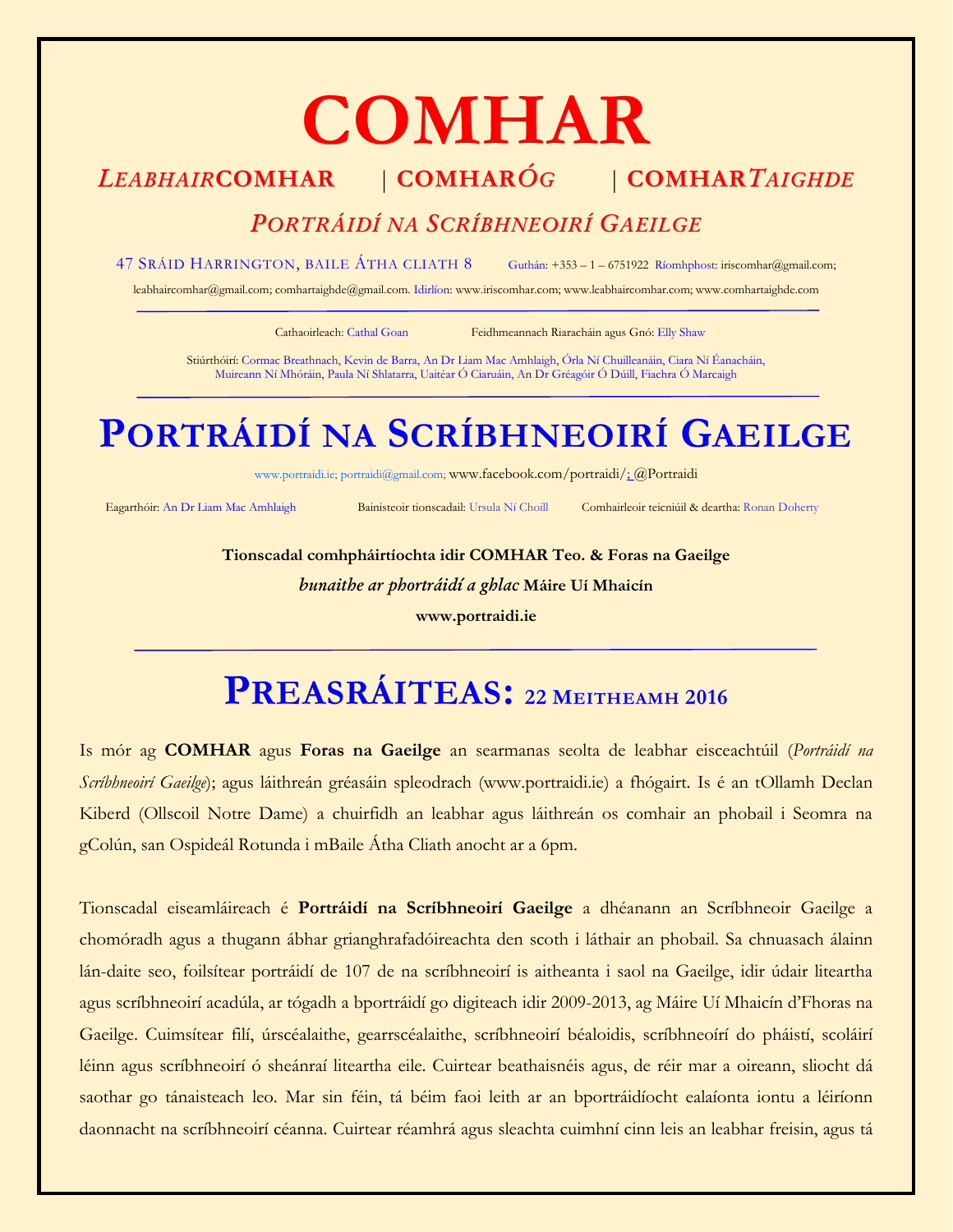# COMHAR

***Leabhair*COMHAR** | **COMHAR*Óg*** | **COMHAR*Taighde***

*Portráidí na Scríbhneoirí Gaeilge*

47 Sráid Harrington, baile Átha cliath 8 Guthán: +353 – 1 – 6751922 Ríomhphost: iriscomhar@gmail.com; leabhaircomhar@gmail.com; comhartaighde@gmail.com. Idirlíon: www.iriscomhar.com; www.leabhaircomhar.com; www.comhartaighde.com

Cathaoirleach: Cathal Goan Feidhmeannach Riaracháin agus Gnó: Elly Shaw

Stiúrthóirí: Cormac Breathnach, Kevin de Barra, An Dr Liam Mac Amhlaigh, Órla Ní Chuilleanáin, Ciara Ní Éanacháin, Muireann Ní Mhóráin, Paula Ní Shlatarra, Uaitéar Ó Ciaruáin, An Dr Gréagóir Ó Dúill, Fiachra Ó Marcaigh

# Portráidí na Scríbhneoirí Gaeilge

www.portraidi.ie; portraidi@gmail.com; www.facebook.com/portraidi/; @Portraidi

Eagarthóir: An Dr Liam Mac Amhlaigh Bainisteoir tionscadail: Ursula Ní Choill Comhairleoir teicniúil & deartha: Ronan Doherty

**Tionscadal comhpháirtíochta idir COMHAR Teo. & Foras na Gaeilge**

***bunaithe ar phortráidí a ghlac* Máire Uí Mhaicín**

**www.portraidi.ie**

# Preasráiteas: 22 Meitheamh 2016

Is mór ag **COMHAR** agus **Foras na Gaeilge** an searmanas seolta de leabhar eisceachtúil (*Portráidí na Scríbhneoirí Gaeilge*); agus láithreán gréasáin spleodrach (www.portraidi.ie) a fhógairt. Is é an tOllamh Declan Kiberd (Ollscoil Notre Dame) a chuirfidh an leabhar agus láithreán os comhair an phobail i Seomra na gColún, san Ospideál Rotunda i mBaile Átha Cliath anocht ar a 6pm.

Tionscadal eiseamláireach é **Portráidí na Scríbhneoirí Gaeilge** a dhéanann an Scríbhneoir Gaeilge a chomóradh agus a thugann ábhar grianghrafadóireachta den scoth i láthair an phobail. Sa chnuasach álainn lán-daite seo, foilsítear portráidí de 107 de na scríbhneoirí is aitheanta i saol na Gaeilge, idir údair liteartha agus scríbhneoirí acadúla, ar tógadh a bportráidí go digiteach idir 2009-2013, ag Máire Uí Mhaicín d'Fhoras na Gaeilge. Cuimsítear filí, úrscéalaithe, gearrscéalaithe, scríbhneoirí béaloidis, scríbhneoírí do pháistí, scoláirí léinn agus scríbhneoirí ó sheánraí liteartha eile. Cuirtear beathaisnéis agus, de réir mar a oireann, sliocht dá saothar go tánaisteach leo. Mar sin féin, tá béim faoi leith ar an bportráidíocht ealaíonta iontu a léiríonn daonnacht na scríbhneoirí céanna. Cuirtear réamhrá agus sleachta cuimhní cinn leis an leabhar freisin, agus tá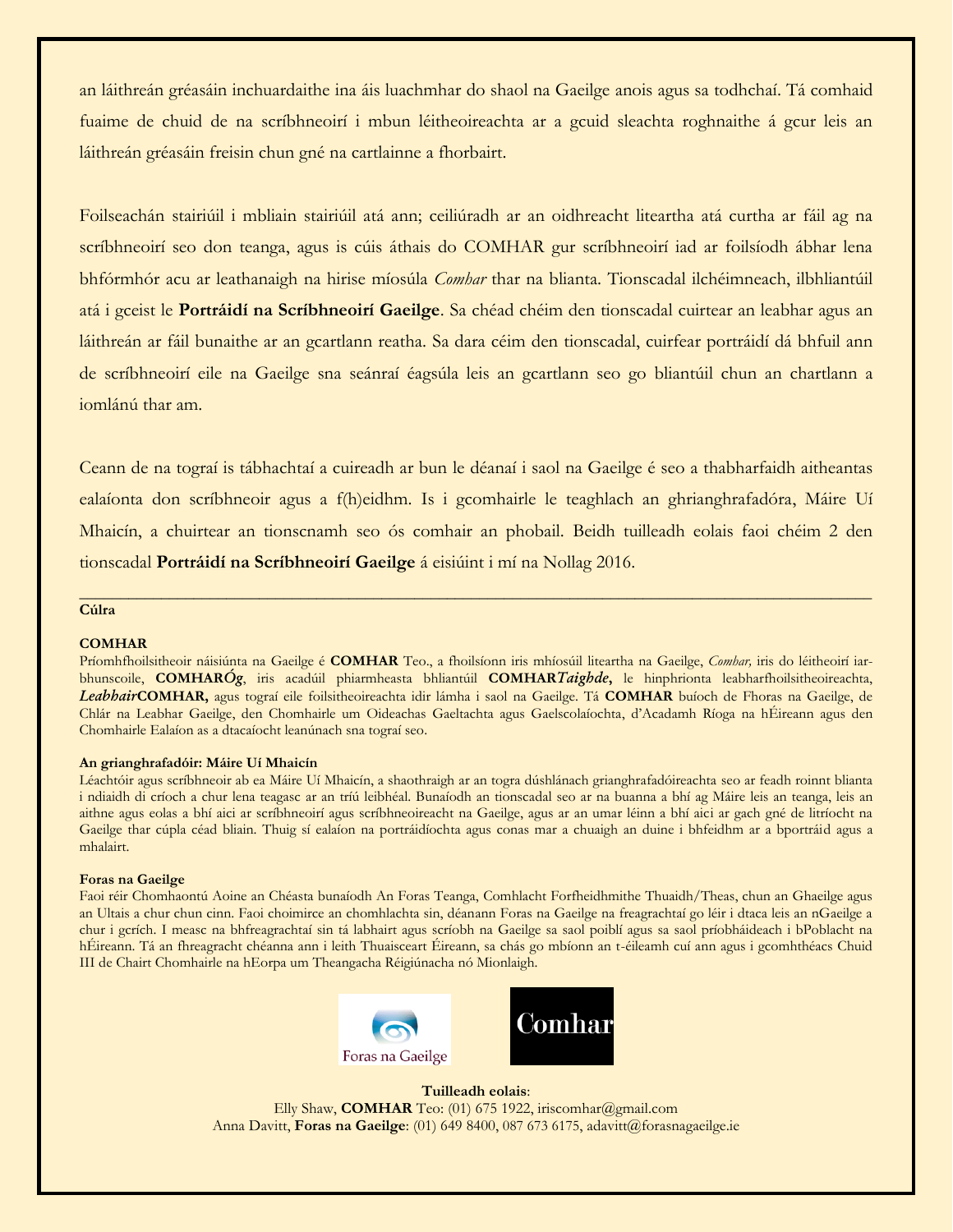an láithreán gréasáin inchuardaithe ina áis luachmhar do shaol na Gaeilge anois agus sa todhchaí. Tá comhaid fuaime de chuid de na scríbhneoirí i mbun léitheoireachta ar a gcuid sleachta roghnaithe á gcur leis an láithreán gréasáin freisin chun gné na cartlainne a fhorbairt.

Foilseachán stairiúil i mbliain stairiúil atá ann; ceiliúradh ar an oidhreacht liteartha atá curtha ar fáil ag na scríbhneoirí seo don teanga, agus is cúis áthais do COMHAR gur scríbhneoirí iad ar foilsíodh ábhar lena bhfórmhór acu ar leathanaigh na hirise míosúla *Comhar* thar na blianta. Tionscadal ilchéimneach, ilbhliantúil atá i gceist le **Portráidí na Scríbhneoirí Gaeilge**. Sa chéad chéim den tionscadal cuirtear an leabhar agus an láithreán ar fáil bunaithe ar an gcartlann reatha. Sa dara céim den tionscadal, cuirfear portráidí dá bhfuil ann de scríbhneoirí eile na Gaeilge sna seánraí éagsúla leis an gcartlann seo go bliantúil chun an chartlann a iomlánú thar am.

Ceann de na tograí is tábhachtaí a cuireadh ar bun le déanaí i saol na Gaeilge é seo a thabharfaidh aitheantas ealaíonta don scríbhneoir agus a f(h)eidhm. Is i gcomhairle le teaghlach an ghrianghrafadóra, Máire Uí Mhaicín, a chuirtear an tionscnamh seo ós comhair an phobail. Beidh tuilleadh eolais faoi chéim 2 den tionscadal **Portráidí na Scríbhneoirí Gaeilge** á eisiúint i mí na Nollag 2016.

---

**Cúlra**

**COMHAR**
Príomhfhoilsitheoir náisiúnta na Gaeilge é **COMHAR** Teo., a fhoilsíonn iris mhíosúil liteartha na Gaeilge, *Comhar,* iris do léitheoirí iar-bhunscoile, **COMHAR*Óg***, iris acadúil phiarmheasta bhliantúil **COMHAR*Taighde*,** le hinphrionta leabharfhoilsitheoireachta, ***Leabhair*COMHAR,** agus tograí eile foilsitheoireachta idir lámha i saol na Gaeilge. Tá **COMHAR** buíoch de Fhoras na Gaeilge, de Chlár na Leabhar Gaeilge, den Chomhairle um Oideachas Gaeltachta agus Gaelscolaíochta, d'Acadamh Ríoga na hÉireann agus den Chomhairle Ealaíon as a dtacaíocht leanúnach sna tograí seo.

**An grianghrafadóir: Máire Uí Mhaicín**
Léachtóir agus scríbhneoir ab ea Máire Uí Mhaicín, a shaothraigh ar an togra dúshlánach grianghrafadóireachta seo ar feadh roinnt blianta i ndiaidh di críoch a chur lena teagasc ar an tríú leibhéal. Bunaíodh an tionscadal seo ar na buanna a bhí ag Máire leis an teanga, leis an aithne agus eolas a bhí aici ar scríbhneoirí agus scríbhneoireacht na Gaeilge, agus ar an umar léinn a bhí aici ar gach gné de litríocht na Gaeilge thar cúpla céad bliain. Thuig sí ealaíon na portráidíochta agus conas mar a chuaigh an duine i bhfeidhm ar a bportráid agus a mhalairt.

**Foras na Gaeilge**
Faoi réir Chomhaontú Aoine an Chéasta bunaíodh An Foras Teanga, Comhlacht Forfheidhmithe Thuaidh/Theas, chun an Ghaeilge agus an Ultais a chur chun cinn. Faoi choimirce an chomhlachta sin, déanann Foras na Gaeilge na freagrachtaí go léir i dtaca leis an nGaeilge a chur i gcrích. I measc na bhfreagrachtaí sin tá labhairt agus scríobh na Gaeilge sa saol poiblí agus sa saol príobháideach i bPoblacht na hÉireann. Tá an fhreagracht chéanna ann i leith Thuaisceart Éireann, sa chás go mbíonn an t-éileamh cuí ann agus i gcomhthéacs Chuid III de Chairt Chomhairle na hEorpa um Theangacha Réigiúnacha nó Mionlaigh.

Foras na Gaeilge

Comhar

**Tuilleadh eolais**:
Elly Shaw, **COMHAR** Teo: (01) 675 1922, iriscomhar@gmail.com
Anna Davitt, **Foras na Gaeilge**: (01) 649 8400, 087 673 6175, adavitt@forasnagaeilge.ie